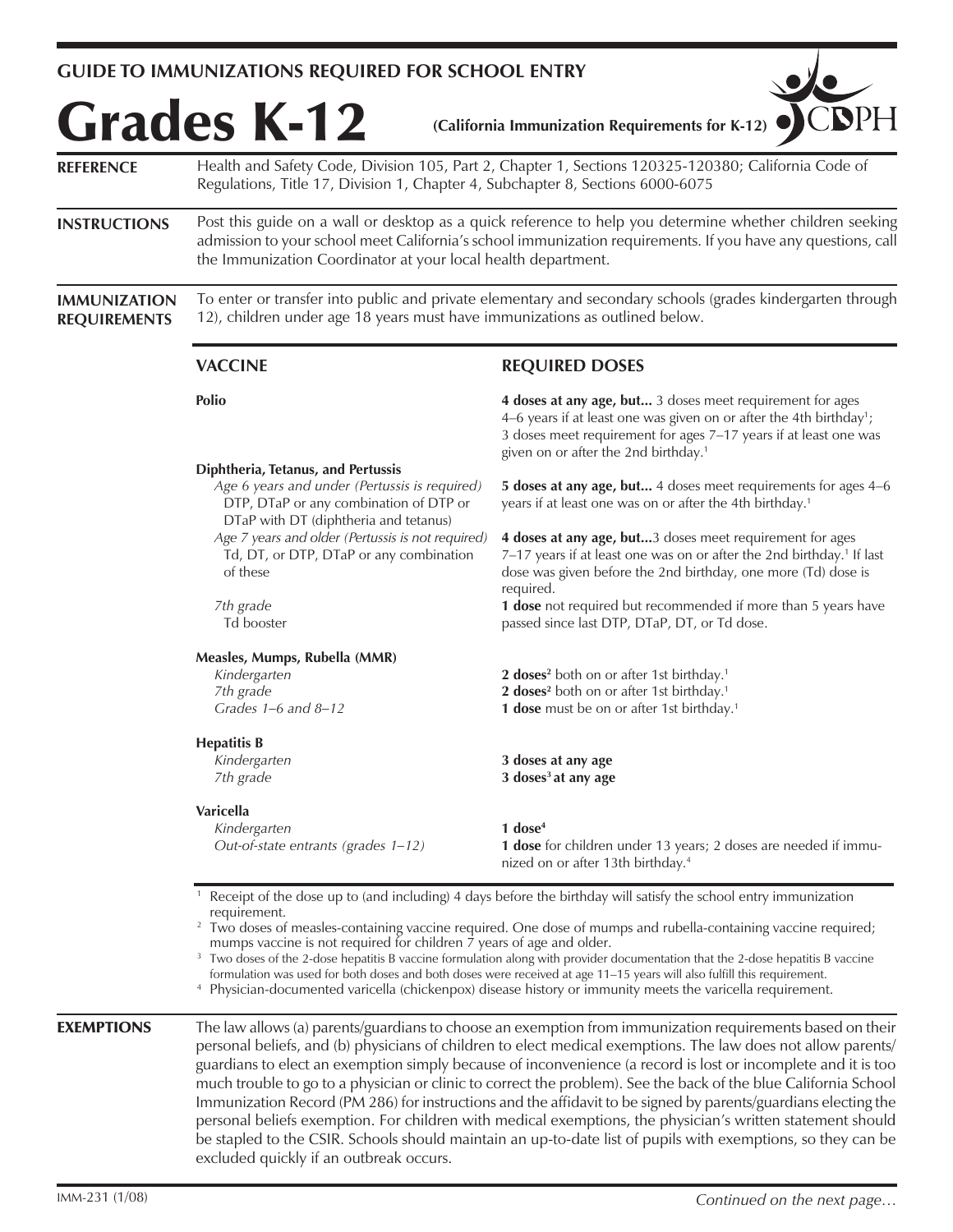## GUIDE TO IMMUNIZATIONS REQUIRED FOR SCHOOL ENTRY

# Grades K-12

**(California Immunization Requirements for K-12)**

CDPH

**REFERENCE** Health and Safety Code, Division 105, Part 2, Chapter 1, Sections 120325-120380; California Code of Regulations, Title 17, Division 1, Chapter 4, Subchapter 8, Sections 6000-6075

**INSTRUCTIONS** Post this guide on a wall or desktop as a quick reference to help you determine whether children seeking admission to your school meet California's school immunization requirements. If you have any questions, call the Immunization Coordinator at your local health department.

**IMMUNIZATION REQUIREMENTS** To enter or transfer into public and private elementary and secondary schools (grades kindergarten through 12), children under age 18 years must have immunizations as outlined below.

| VACCINE | REQUIRED DOSES |
|---|---|
| **Polio** | **4 doses at any age, but...** 3 doses meet requirement for ages 4–6 years if at least one was given on or after the 4th birthday[1]; 3 doses meet requirement for ages 7–17 years if at least one was given on or after the 2nd birthday.[1] |
| **Diphtheria, Tetanus, and Pertussis** | |
| *Age 6 years and under (Pertussis is required)* DTP, DTaP or any combination of DTP or DTaP with DT (diphtheria and tetanus) | **5 doses at any age, but...** 4 doses meet requirements for ages 4–6 years if at least one was on or after the 4th birthday.[1] |
| *Age 7 years and older (Pertussis is not required)* Td, DT, or DTP, DTaP or any combination of these | **4 doses at any age, but...** 3 doses meet requirement for ages 7–17 years if at least one was on or after the 2nd birthday.[1] If last dose was given before the 2nd birthday, one more (Td) dose is required. |
| *7th grade* Td booster | **1 dose** not required but recommended if more than 5 years have passed since last DTP, DTaP, DT, or Td dose. |
| **Measles, Mumps, Rubella (MMR)** | |
| *Kindergarten* | **2 doses**[2] both on or after 1st birthday.[1] |
| *7th grade* | **2 doses**[2] both on or after 1st birthday.[1] |
| *Grades 1–6 and 8–12* | **1 dose** must be on or after 1st birthday.[1] |
| **Hepatitis B** | |
| *Kindergarten* | **3 doses at any age** |
| *7th grade* | **3 doses**[3] **at any age** |
| **Varicella** | |
| *Kindergarten* | **1 dose**[4] |
| *Out-of-state entrants (grades 1–12)* | **1 dose** for children under 13 years; 2 doses are needed if immunized on or after 13th birthday.[4] |

[1] Receipt of the dose up to (and including) 4 days before the birthday will satisfy the school entry immunization requirement.

[2] Two doses of measles-containing vaccine required. One dose of mumps and rubella-containing vaccine required; mumps vaccine is not required for children 7 years of age and older.

[3] Two doses of the 2-dose hepatitis B vaccine formulation along with provider documentation that the 2-dose hepatitis B vaccine formulation was used for both doses and both doses were received at age 11–15 years will also fulfill this requirement.

[4] Physician-documented varicella (chickenpox) disease history or immunity meets the varicella requirement.

**EXEMPTIONS** The law allows (a) parents/guardians to choose an exemption from immunization requirements based on their personal beliefs, and (b) physicians of children to elect medical exemptions. The law does not allow parents/guardians to elect an exemption simply because of inconvenience (a record is lost or incomplete and it is too much trouble to go to a physician or clinic to correct the problem). See the back of the blue California School Immunization Record (PM 286) for instructions and the affidavit to be signed by parents/guardians electing the personal beliefs exemption. For children with medical exemptions, the physician's written statement should be stapled to the CSIR. Schools should maintain an up-to-date list of pupils with exemptions, so they can be excluded quickly if an outbreak occurs.

IMM-231 (1/08)

*Continued on the next page…*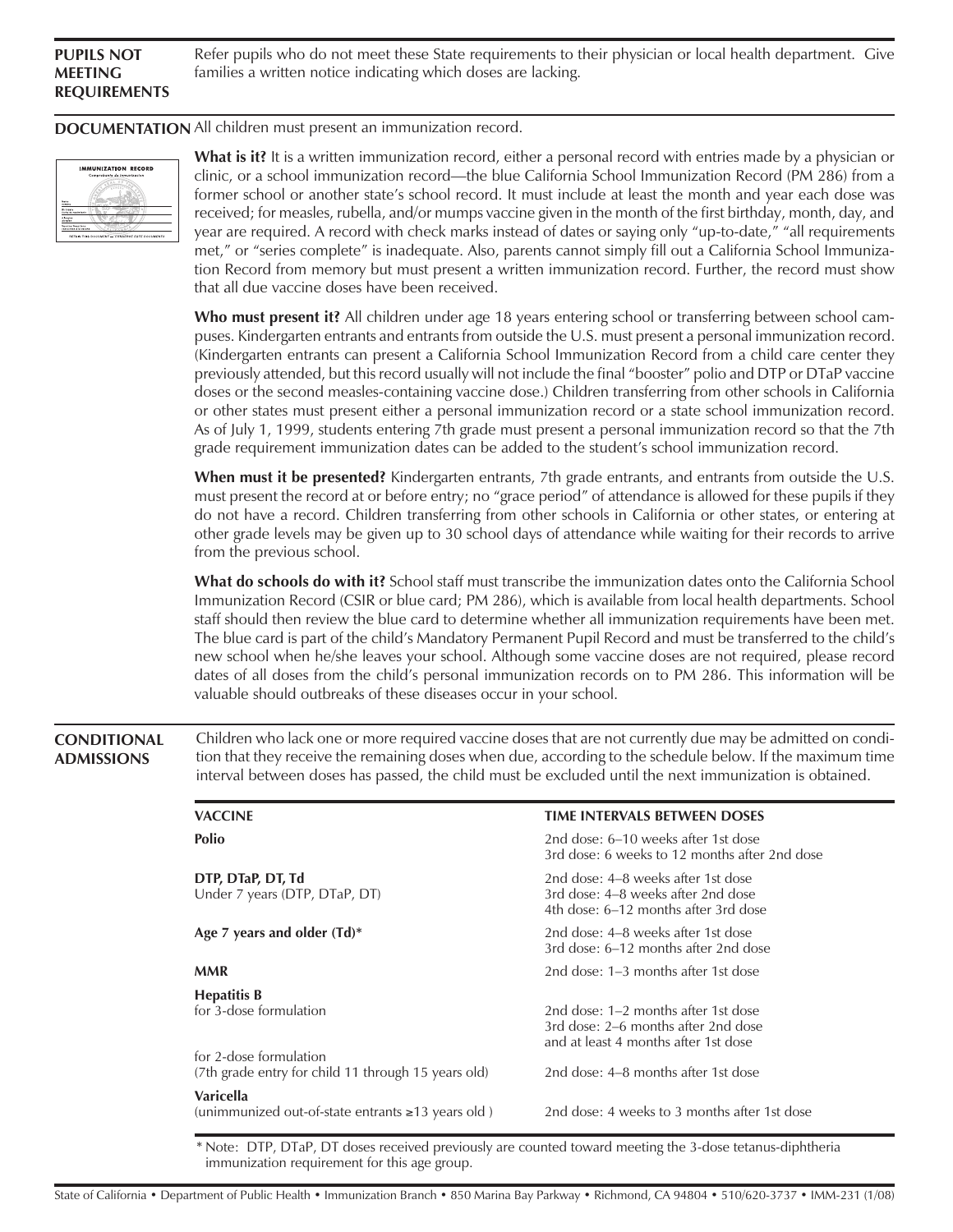**PUPILS NOT MEETING REQUIREMENTS**

Refer pupils who do not meet these State requirements to their physician or local health department. Give families a written notice indicating which doses are lacking.

**DOCUMENTATION** All children must present an immunization record.

**What is it?** It is a written immunization record, either a personal record with entries made by a physician or clinic, or a school immunization record—the blue California School Immunization Record (PM 286) from a former school or another state's school record. It must include at least the month and year each dose was received; for measles, rubella, and/or mumps vaccine given in the month of the first birthday, month, day, and year are required. A record with check marks instead of dates or saying only "up-to-date," "all requirements met," or "series complete" is inadequate. Also, parents cannot simply fill out a California School Immunization Record from memory but must present a written immunization record. Further, the record must show that all due vaccine doses have been received.

**Who must present it?** All children under age 18 years entering school or transferring between school campuses. Kindergarten entrants and entrants from outside the U.S. must present a personal immunization record. (Kindergarten entrants can present a California School Immunization Record from a child care center they previously attended, but this record usually will not include the final "booster" polio and DTP or DTaP vaccine doses or the second measles-containing vaccine dose.) Children transferring from other schools in California or other states must present either a personal immunization record or a state school immunization record. As of July 1, 1999, students entering 7th grade must present a personal immunization record so that the 7th grade requirement immunization dates can be added to the student's school immunization record.

**When must it be presented?** Kindergarten entrants, 7th grade entrants, and entrants from outside the U.S. must present the record at or before entry; no "grace period" of attendance is allowed for these pupils if they do not have a record. Children transferring from other schools in California or other states, or entering at other grade levels may be given up to 30 school days of attendance while waiting for their records to arrive from the previous school.

**What do schools do with it?** School staff must transcribe the immunization dates onto the California School Immunization Record (CSIR or blue card; PM 286), which is available from local health departments. School staff should then review the blue card to determine whether all immunization requirements have been met. The blue card is part of the child's Mandatory Permanent Pupil Record and must be transferred to the child's new school when he/she leaves your school. Although some vaccine doses are not required, please record dates of all doses from the child's personal immunization records on to PM 286. This information will be valuable should outbreaks of these diseases occur in your school.

**CONDITIONAL ADMISSIONS**

Children who lack one or more required vaccine doses that are not currently due may be admitted on condition that they receive the remaining doses when due, according to the schedule below. If the maximum time interval between doses has passed, the child must be excluded until the next immunization is obtained.

| VACCINE | TIME INTERVALS BETWEEN DOSES |
|---|---|
| **Polio** | 2nd dose: 6–10 weeks after 1st dose<br>3rd dose: 6 weeks to 12 months after 2nd dose |
| **DTP, DTaP, DT, Td**<br>Under 7 years (DTP, DTaP, DT) | 2nd dose: 4–8 weeks after 1st dose<br>3rd dose: 4–8 weeks after 2nd dose<br>4th dose: 6–12 months after 3rd dose |
| **Age 7 years and older (Td)*** | 2nd dose: 4–8 weeks after 1st dose<br>3rd dose: 6–12 months after 2nd dose |
| **MMR** | 2nd dose: 1–3 months after 1st dose |
| **Hepatitis B**<br>for 3-dose formulation | 2nd dose: 1–2 months after 1st dose<br>3rd dose: 2–6 months after 2nd dose and at least 4 months after 1st dose |
| for 2-dose formulation<br>(7th grade entry for child 11 through 15 years old) | 2nd dose: 4–8 months after 1st dose |
| **Varicella**<br>(unimmunized out-of-state entrants ≥13 years old ) | 2nd dose: 4 weeks to 3 months after 1st dose |

* Note: DTP, DTaP, DT doses received previously are counted toward meeting the 3-dose tetanus-diphtheria immunization requirement for this age group.

State of California • Department of Public Health • Immunization Branch • 850 Marina Bay Parkway • Richmond, CA 94804 • 510/620-3737 • IMM-231 (1/08)